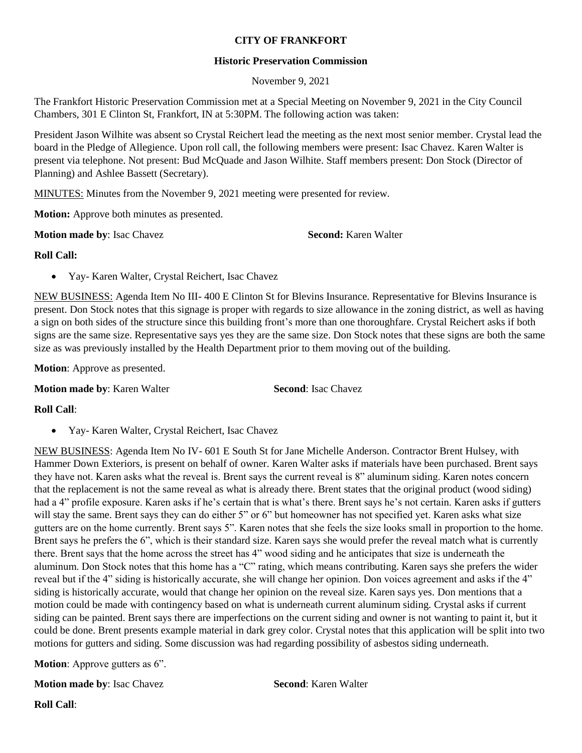**CITY OF FRANKFORT**

**Historic Preservation Commission**

November 9, 2021

The Frankfort Historic Preservation Commission met at a Special Meeting on November 9, 2021 in the City Council Chambers, 301 E Clinton St, Frankfort, IN at 5:30PM. The following action was taken:

President Jason Wilhite was absent so Crystal Reichert lead the meeting as the next most senior member. Crystal lead the board in the Pledge of Allegience. Upon roll call, the following members were present: Isac Chavez. Karen Walter is present via telephone. Not present: Bud McQuade and Jason Wilhite. Staff members present: Don Stock (Director of Planning) and Ashlee Bassett (Secretary).

<u>MINUTES:</u> Minutes from the November 9, 2021 meeting were presented for review.

**Motion:** Approve both minutes as presented.

**Motion made by**: Isac Chavez **Second:** Karen Walter

**Roll Call:**

- Yay- Karen Walter, Crystal Reichert, Isac Chavez

<u>NEW BUSINESS:</u> Agenda Item No III- 400 E Clinton St for Blevins Insurance. Representative for Blevins Insurance is present. Don Stock notes that this signage is proper with regards to size allowance in the zoning district, as well as having a sign on both sides of the structure since this building front's more than one thoroughfare. Crystal Reichert asks if both signs are the same size. Representative says yes they are the same size. Don Stock notes that these signs are both the same size as was previously installed by the Health Department prior to them moving out of the building.

**Motion**: Approve as presented.

**Motion made by**: Karen Walter **Second**: Isac Chavez

**Roll Call**:

- Yay- Karen Walter, Crystal Reichert, Isac Chavez

<u>NEW BUSINESS</u>: Agenda Item No IV- 601 E South St for Jane Michelle Anderson. Contractor Brent Hulsey, with Hammer Down Exteriors, is present on behalf of owner. Karen Walter asks if materials have been purchased. Brent says they have not. Karen asks what the reveal is. Brent says the current reveal is 8" aluminum siding. Karen notes concern that the replacement is not the same reveal as what is already there. Brent states that the original product (wood siding) had a 4" profile exposure. Karen asks if he's certain that is what's there. Brent says he's not certain. Karen asks if gutters will stay the same. Brent says they can do either 5" or 6" but homeowner has not specified yet. Karen asks what size gutters are on the home currently. Brent says 5". Karen notes that she feels the size looks small in proportion to the home. Brent says he prefers the 6", which is their standard size. Karen says she would prefer the reveal match what is currently there. Brent says that the home across the street has 4" wood siding and he anticipates that size is underneath the aluminum. Don Stock notes that this home has a "C" rating, which means contributing. Karen says she prefers the wider reveal but if the 4" siding is historically accurate, she will change her opinion. Don voices agreement and asks if the 4" siding is historically accurate, would that change her opinion on the reveal size. Karen says yes. Don mentions that a motion could be made with contingency based on what is underneath current aluminum siding. Crystal asks if current siding can be painted. Brent says there are imperfections on the current siding and owner is not wanting to paint it, but it could be done. Brent presents example material in dark grey color. Crystal notes that this application will be split into two motions for gutters and siding. Some discussion was had regarding possibility of asbestos siding underneath.

**Motion**: Approve gutters as 6".

**Motion made by**: Isac Chavez **Second**: Karen Walter

**Roll Call**: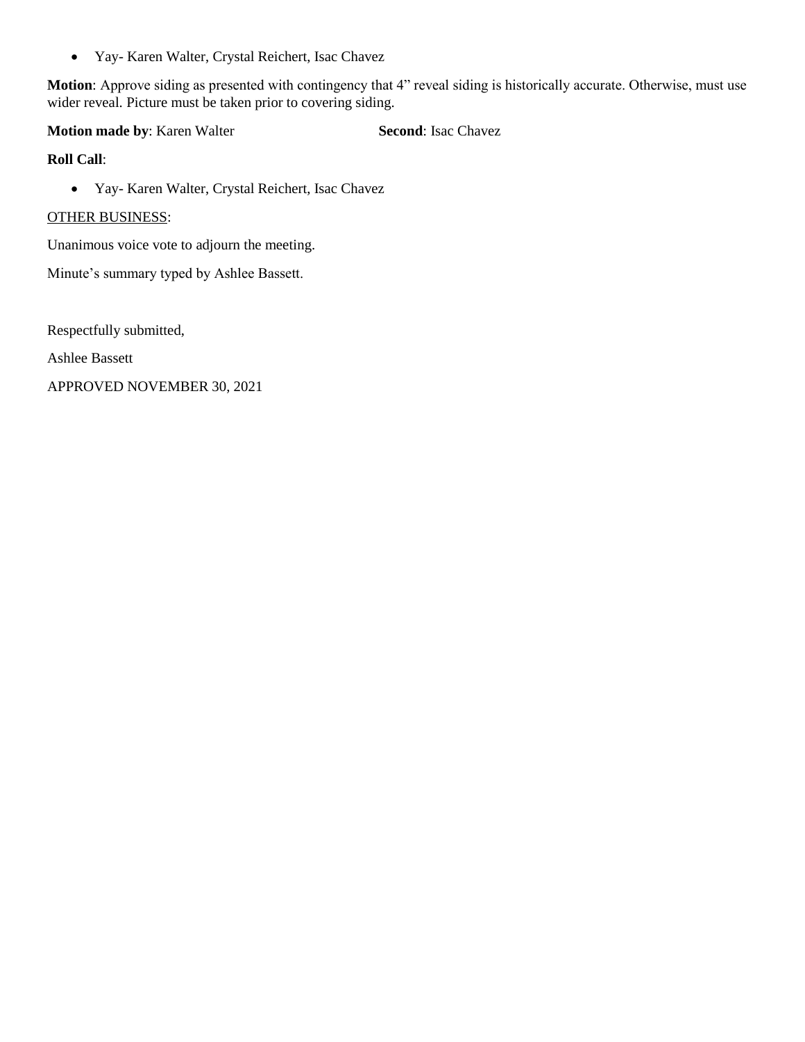- Yay- Karen Walter, Crystal Reichert, Isac Chavez

**Motion**: Approve siding as presented with contingency that 4" reveal siding is historically accurate. Otherwise, must use wider reveal. Picture must be taken prior to covering siding.

**Motion made by**: Karen Walter **Second**: Isac Chavez

**Roll Call**:

- Yay- Karen Walter, Crystal Reichert, Isac Chavez

OTHER BUSINESS:

Unanimous voice vote to adjourn the meeting.

Minute's summary typed by Ashlee Bassett.

Respectfully submitted,

Ashlee Bassett

APPROVED NOVEMBER 30, 2021